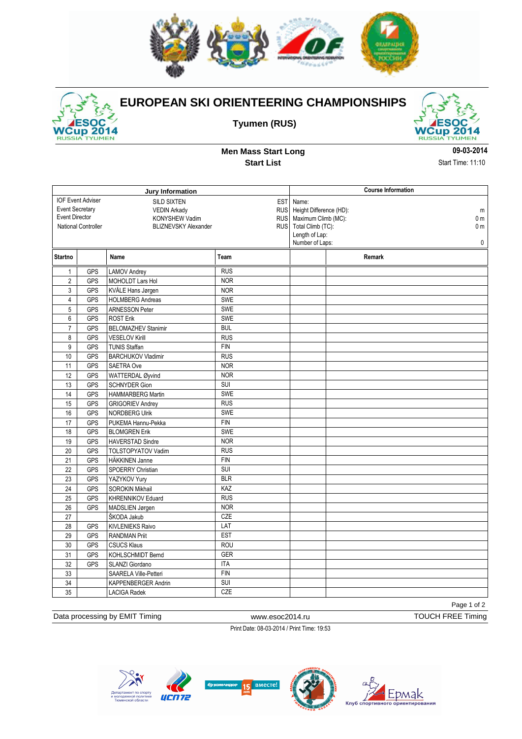# EUROPEAN SKI ORIENTEERING CHAMPIONSHIPS

**Tyumen (RUS)**

## Men Mass Start Long

### Start List

**09-03-2014**

Start Time: 11:10

| Jury Information | | |
|---|---|---|
| IOF Event Adviser | SILD SIXTEN | EST |
| Event Secretary | VEDIN Arkady | RUS |
| Event Director | KONYSHEW Vadim | RUS |
| National Controller | BLIZNEVSKY Alexander | RUS |

| Course Information | |
|---|---|
| Name: | |
| Height Difference (HD): | m |
| Maximum Climb (MC): | 0 m |
| Total Climb (TC): | 0 m |
| Length of Lap: | |
| Number of Laps: | 0 |

| Startno | | Name | Team | | Remark |
|---|---|---|---|---|---|
| 1 | GPS | LAMOV Andrey | RUS | | |
| 2 | GPS | MOHOLDT Lars Hol | NOR | | |
| 3 | GPS | KVÅLE Hans Jørgen | NOR | | |
| 4 | GPS | HOLMBERG Andreas | SWE | | |
| 5 | GPS | ARNESSON Peter | SWE | | |
| 6 | GPS | ROST Erik | SWE | | |
| 7 | GPS | BELOMAZHEV Stanimir | BUL | | |
| 8 | GPS | VESELOV Kirill | RUS | | |
| 9 | GPS | TUNIS Staffan | FIN | | |
| 10 | GPS | BARCHUKOV Vladimir | RUS | | |
| 11 | GPS | SAETRA Ove | NOR | | |
| 12 | GPS | WATTERDAL Øyvind | NOR | | |
| 13 | GPS | SCHNYDER Gion | SUI | | |
| 14 | GPS | HAMMARBERG Martin | SWE | | |
| 15 | GPS | GRIGORIEV Andrey | RUS | | |
| 16 | GPS | NORDBERG Ulrik | SWE | | |
| 17 | GPS | PUKEMA Hannu-Pekka | FIN | | |
| 18 | GPS | BLOMGREN Erik | SWE | | |
| 19 | GPS | HAVERSTAD Sindre | NOR | | |
| 20 | GPS | TOLSTOPYATOV Vadim | RUS | | |
| 21 | GPS | HÄKKINEN Janne | FIN | | |
| 22 | GPS | SPOERRY Christian | SUI | | |
| 23 | GPS | YAZYKOV Yury | BLR | | |
| 24 | GPS | SOROKIN Mikhail | KAZ | | |
| 25 | GPS | KHRENNIKOV Eduard | RUS | | |
| 26 | GPS | MADSLIEN Jørgen | NOR | | |
| 27 | | ŠKODA Jakub | CZE | | |
| 28 | GPS | KIVLENIEKS Raivo | LAT | | |
| 29 | GPS | RANDMAN Priit | EST | | |
| 30 | GPS | CSUCS Klaus | ROU | | |
| 31 | GPS | KOHLSCHMIDT Bernd | GER | | |
| 32 | GPS | SLANZI Giordano | ITA | | |
| 33 | | SAARELA Ville-Petteri | FIN | | |
| 34 | | KAPPENBERGER Andrin | SUI | | |
| 35 | | LACIGA Radek | CZE | | |

Data processing by EMIT Timing | www.esoc2014.ru | TOUCH FREE Timing

Print Date: 08-03-2014 / Print Time: 19:53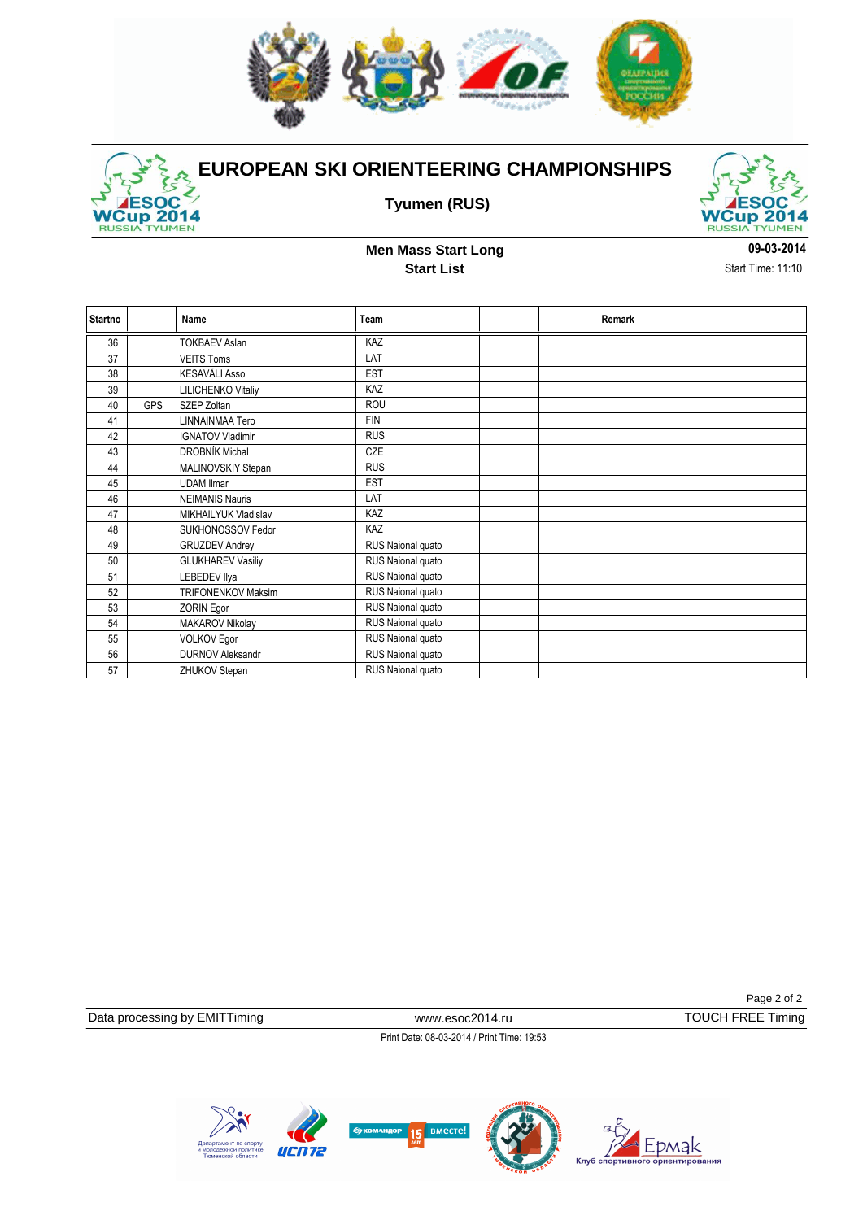# EUROPEAN SKI ORIENTEERING CHAMPIONSHIPS

**Tyumen (RUS)**

**Men Mass Start Long**
**Start List**

**09-03-2014**
Start Time: 11:10

| Startno | | Name | Team | | Remark |
|---|---|---|---|---|---|
| 36 | | TOKBAEV Aslan | KAZ | | |
| 37 | | VEITS Toms | LAT | | |
| 38 | | KESAVÄLI Asso | EST | | |
| 39 | | LILICHENKO Vitaliy | KAZ | | |
| 40 | GPS | SZEP Zoltan | ROU | | |
| 41 | | LINNAINMAA Tero | FIN | | |
| 42 | | IGNATOV Vladimir | RUS | | |
| 43 | | DROBNÍK Michal | CZE | | |
| 44 | | MALINOVSKIY Stepan | RUS | | |
| 45 | | UDAM Ilmar | EST | | |
| 46 | | NEIMANIS Nauris | LAT | | |
| 47 | | MIKHAILYUK Vladislav | KAZ | | |
| 48 | | SUKHONOSSOV Fedor | KAZ | | |
| 49 | | GRUZDEV Andrey | RUS Naional quato | | |
| 50 | | GLUKHAREV Vasiliy | RUS Naional quato | | |
| 51 | | LEBEDEV Ilya | RUS Naional quato | | |
| 52 | | TRIFONENKOV Maksim | RUS Naional quato | | |
| 53 | | ZORIN Egor | RUS Naional quato | | |
| 54 | | MAKAROV Nikolay | RUS Naional quato | | |
| 55 | | VOLKOV Egor | RUS Naional quato | | |
| 56 | | DURNOV Aleksandr | RUS Naional quato | | |
| 57 | | ZHUKOV Stepan | RUS Naional quato | | |

Data processing by EMITTiming — www.esoc2014.ru — TOUCH FREE Timing

Print Date: 08-03-2014 / Print Time: 19:53